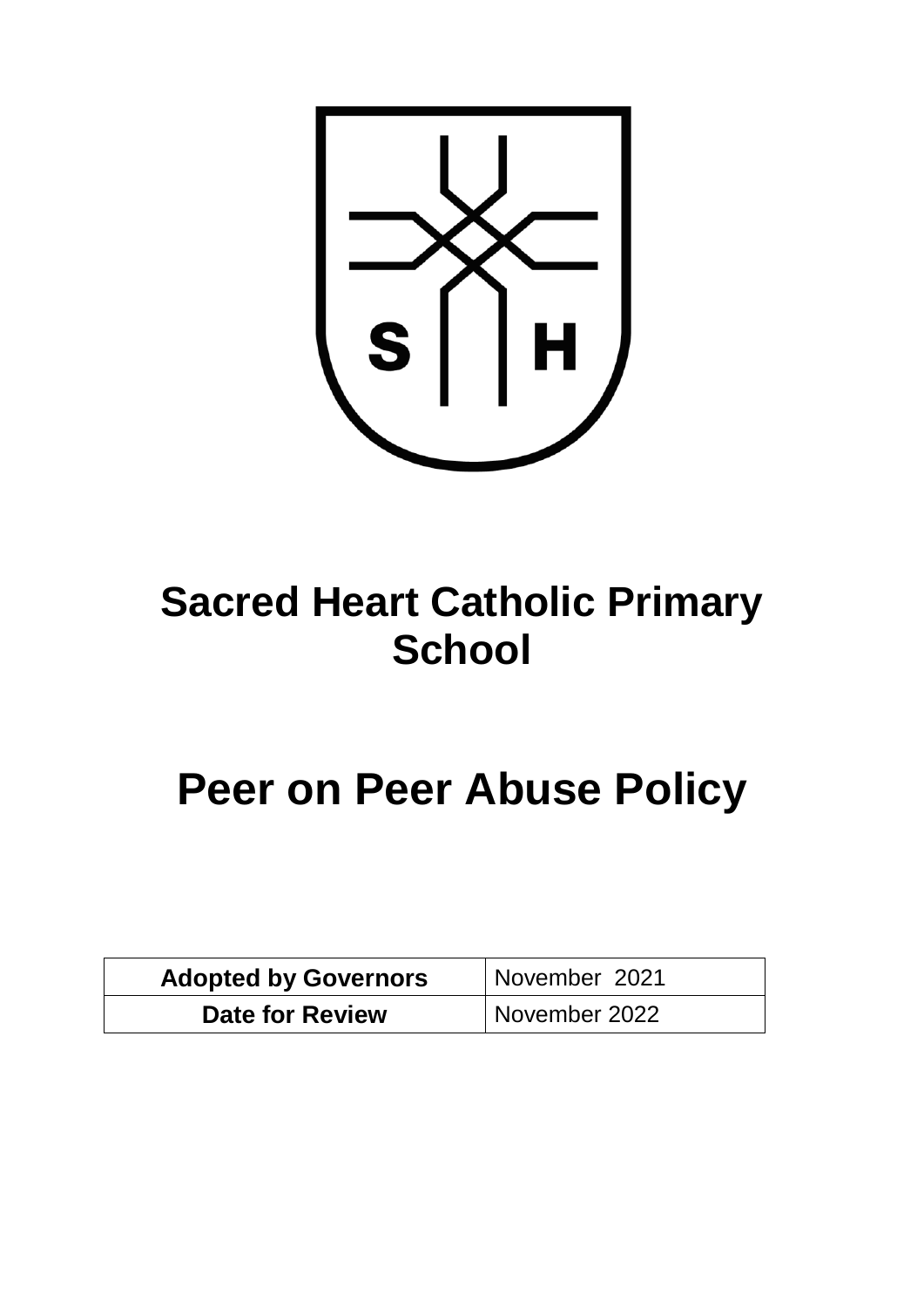# Sacred Heart Catholic Primary School

# Peer on Peer Abuse Policy

| Adopted by Governors | November 2021 |
|---|---|
| Date for Review | November 2022 |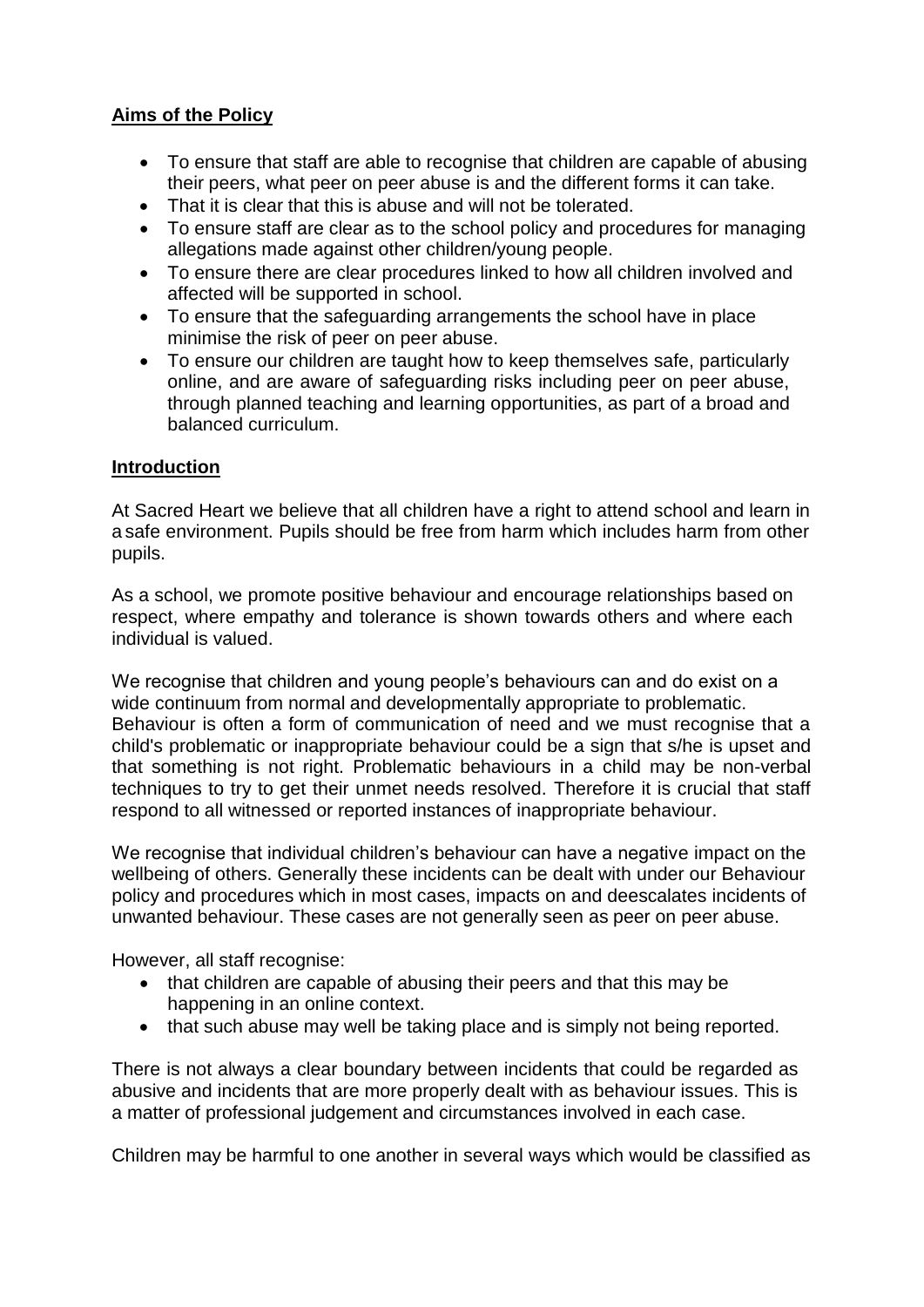**Aims of the Policy**

- To ensure that staff are able to recognise that children are capable of abusing their peers, what peer on peer abuse is and the different forms it can take.
- That it is clear that this is abuse and will not be tolerated.
- To ensure staff are clear as to the school policy and procedures for managing allegations made against other children/young people.
- To ensure there are clear procedures linked to how all children involved and affected will be supported in school.
- To ensure that the safeguarding arrangements the school have in place minimise the risk of peer on peer abuse.
- To ensure our children are taught how to keep themselves safe, particularly online, and are aware of safeguarding risks including peer on peer abuse, through planned teaching and learning opportunities, as part of a broad and balanced curriculum.

**Introduction**

At Sacred Heart we believe that all children have a right to attend school and learn in a safe environment. Pupils should be free from harm which includes harm from other pupils.

As a school, we promote positive behaviour and encourage relationships based on respect, where empathy and tolerance is shown towards others and where each individual is valued.

We recognise that children and young people's behaviours can and do exist on a wide continuum from normal and developmentally appropriate to problematic. Behaviour is often a form of communication of need and we must recognise that a child's problematic or inappropriate behaviour could be a sign that s/he is upset and that something is not right. Problematic behaviours in a child may be non-verbal techniques to try to get their unmet needs resolved. Therefore it is crucial that staff respond to all witnessed or reported instances of inappropriate behaviour.

We recognise that individual children's behaviour can have a negative impact on the wellbeing of others. Generally these incidents can be dealt with under our Behaviour policy and procedures which in most cases, impacts on and deescalates incidents of unwanted behaviour. These cases are not generally seen as peer on peer abuse.

However, all staff recognise:

- that children are capable of abusing their peers and that this may be happening in an online context.
- that such abuse may well be taking place and is simply not being reported.

There is not always a clear boundary between incidents that could be regarded as abusive and incidents that are more properly dealt with as behaviour issues. This is a matter of professional judgement and circumstances involved in each case.

Children may be harmful to one another in several ways which would be classified as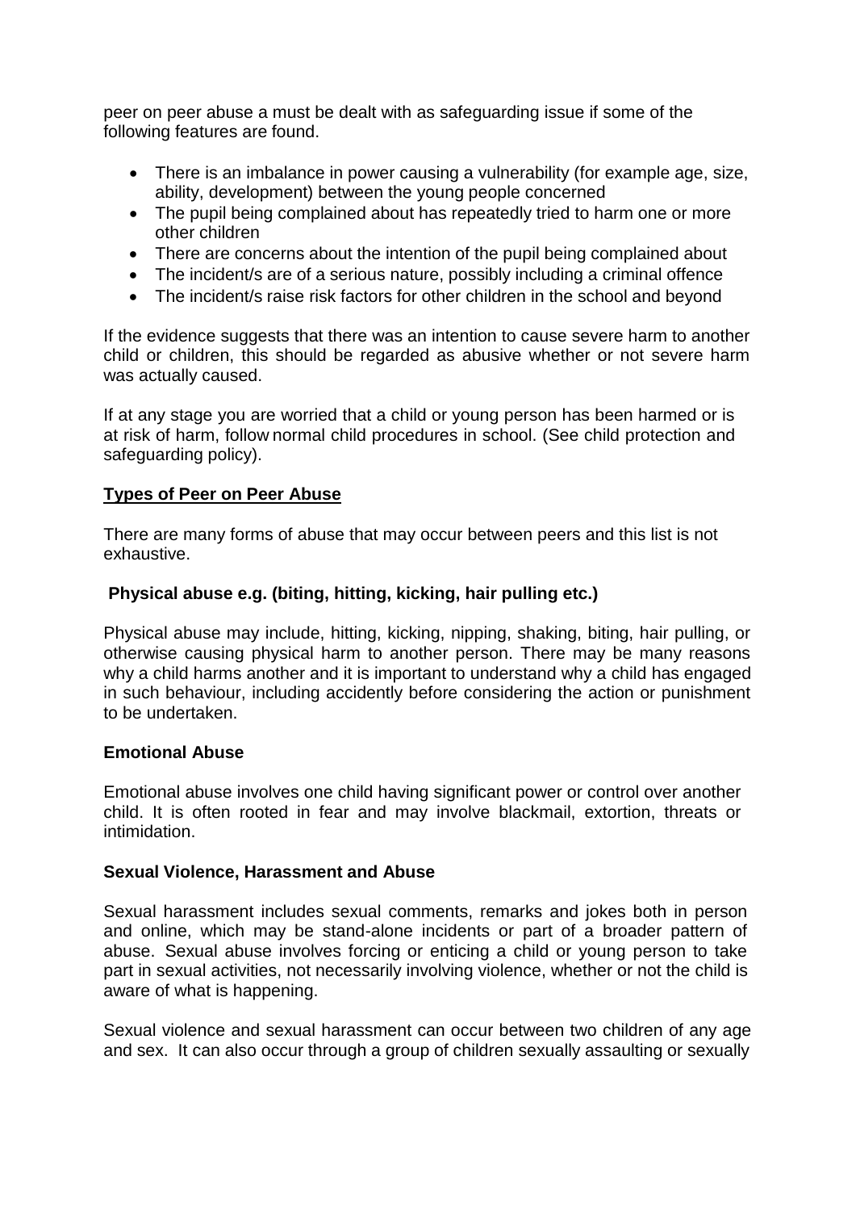peer on peer abuse a must be dealt with as safeguarding issue if some of the following features are found.

- There is an imbalance in power causing a vulnerability (for example age, size, ability, development) between the young people concerned
- The pupil being complained about has repeatedly tried to harm one or more other children
- There are concerns about the intention of the pupil being complained about
- The incident/s are of a serious nature, possibly including a criminal offence
- The incident/s raise risk factors for other children in the school and beyond

If the evidence suggests that there was an intention to cause severe harm to another child or children, this should be regarded as abusive whether or not severe harm was actually caused.

If at any stage you are worried that a child or young person has been harmed or is at risk of harm, follow normal child procedures in school. (See child protection and safeguarding policy).

**Types of Peer on Peer Abuse**

There are many forms of abuse that may occur between peers and this list is not exhaustive.

**Physical abuse e.g. (biting, hitting, kicking, hair pulling etc.)**

Physical abuse may include, hitting, kicking, nipping, shaking, biting, hair pulling, or otherwise causing physical harm to another person. There may be many reasons why a child harms another and it is important to understand why a child has engaged in such behaviour, including accidently before considering the action or punishment to be undertaken.

**Emotional Abuse**

Emotional abuse involves one child having significant power or control over another child. It is often rooted in fear and may involve blackmail, extortion, threats or intimidation.

**Sexual Violence, Harassment and Abuse**

Sexual harassment includes sexual comments, remarks and jokes both in person and online, which may be stand-alone incidents or part of a broader pattern of abuse. Sexual abuse involves forcing or enticing a child or young person to take part in sexual activities, not necessarily involving violence, whether or not the child is aware of what is happening.

Sexual violence and sexual harassment can occur between two children of any age and sex. It can also occur through a group of children sexually assaulting or sexually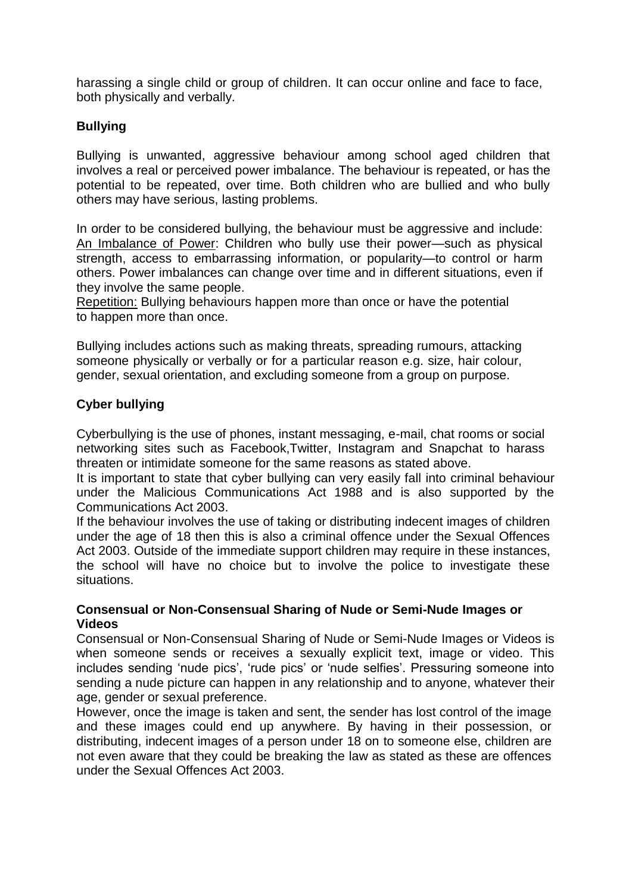harassing a single child or group of children. It can occur online and face to face, both physically and verbally.

### Bullying

Bullying is unwanted, aggressive behaviour among school aged children that involves a real or perceived power imbalance. The behaviour is repeated, or has the potential to be repeated, over time. Both children who are bullied and who bully others may have serious, lasting problems.

In order to be considered bullying, the behaviour must be aggressive and include:
An Imbalance of Power: Children who bully use their power—such as physical strength, access to embarrassing information, or popularity—to control or harm others. Power imbalances can change over time and in different situations, even if they involve the same people.
Repetition: Bullying behaviours happen more than once or have the potential to happen more than once.

Bullying includes actions such as making threats, spreading rumours, attacking someone physically or verbally or for a particular reason e.g. size, hair colour, gender, sexual orientation, and excluding someone from a group on purpose.

### Cyber bullying

Cyberbullying is the use of phones, instant messaging, e-mail, chat rooms or social networking sites such as Facebook,Twitter, Instagram and Snapchat to harass threaten or intimidate someone for the same reasons as stated above.
It is important to state that cyber bullying can very easily fall into criminal behaviour under the Malicious Communications Act 1988 and is also supported by the Communications Act 2003.
If the behaviour involves the use of taking or distributing indecent images of children under the age of 18 then this is also a criminal offence under the Sexual Offences Act 2003. Outside of the immediate support children may require in these instances, the school will have no choice but to involve the police to investigate these situations.

### Consensual or Non-Consensual Sharing of Nude or Semi-Nude Images or Videos

Consensual or Non-Consensual Sharing of Nude or Semi-Nude Images or Videos is when someone sends or receives a sexually explicit text, image or video. This includes sending 'nude pics', 'rude pics' or 'nude selfies'. Pressuring someone into sending a nude picture can happen in any relationship and to anyone, whatever their age, gender or sexual preference.
However, once the image is taken and sent, the sender has lost control of the image and these images could end up anywhere. By having in their possession, or distributing, indecent images of a person under 18 on to someone else, children are not even aware that they could be breaking the law as stated as these are offences under the Sexual Offences Act 2003.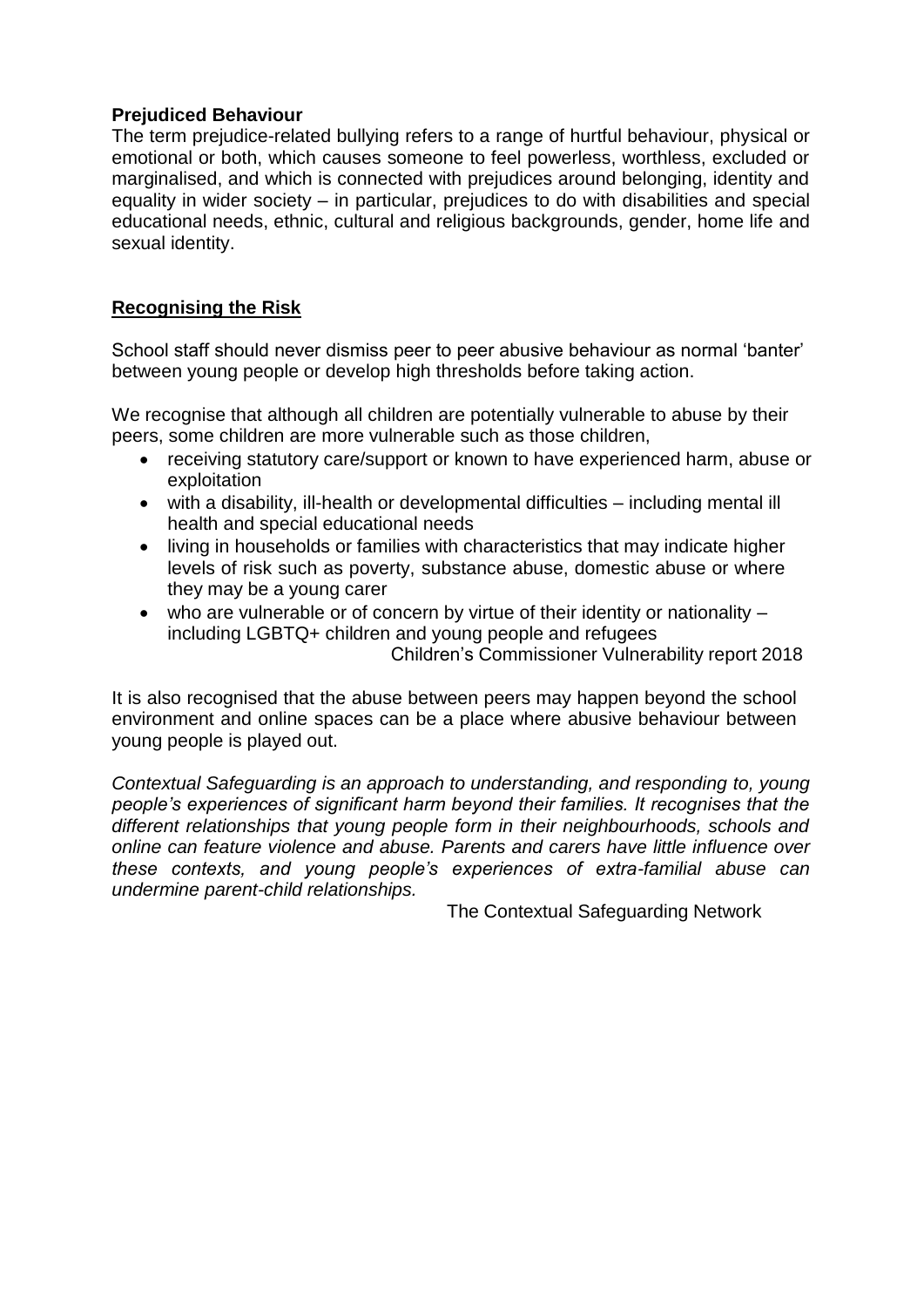**Prejudiced Behaviour**

The term prejudice-related bullying refers to a range of hurtful behaviour, physical or emotional or both, which causes someone to feel powerless, worthless, excluded or marginalised, and which is connected with prejudices around belonging, identity and equality in wider society – in particular, prejudices to do with disabilities and special educational needs, ethnic, cultural and religious backgrounds, gender, home life and sexual identity.

## Recognising the Risk

School staff should never dismiss peer to peer abusive behaviour as normal 'banter' between young people or develop high thresholds before taking action.

We recognise that although all children are potentially vulnerable to abuse by their peers, some children are more vulnerable such as those children,

- receiving statutory care/support or known to have experienced harm, abuse or exploitation
- with a disability, ill-health or developmental difficulties – including mental ill health and special educational needs
- living in households or families with characteristics that may indicate higher levels of risk such as poverty, substance abuse, domestic abuse or where they may be a young carer
- who are vulnerable or of concern by virtue of their identity or nationality – including LGBTQ+ children and young people and refugees

Children's Commissioner Vulnerability report 2018

It is also recognised that the abuse between peers may happen beyond the school environment and online spaces can be a place where abusive behaviour between young people is played out.

*Contextual Safeguarding is an approach to understanding, and responding to, young people's experiences of significant harm beyond their families. It recognises that the different relationships that young people form in their neighbourhoods, schools and online can feature violence and abuse. Parents and carers have little influence over these contexts, and young people's experiences of extra-familial abuse can undermine parent-child relationships.*

The Contextual Safeguarding Network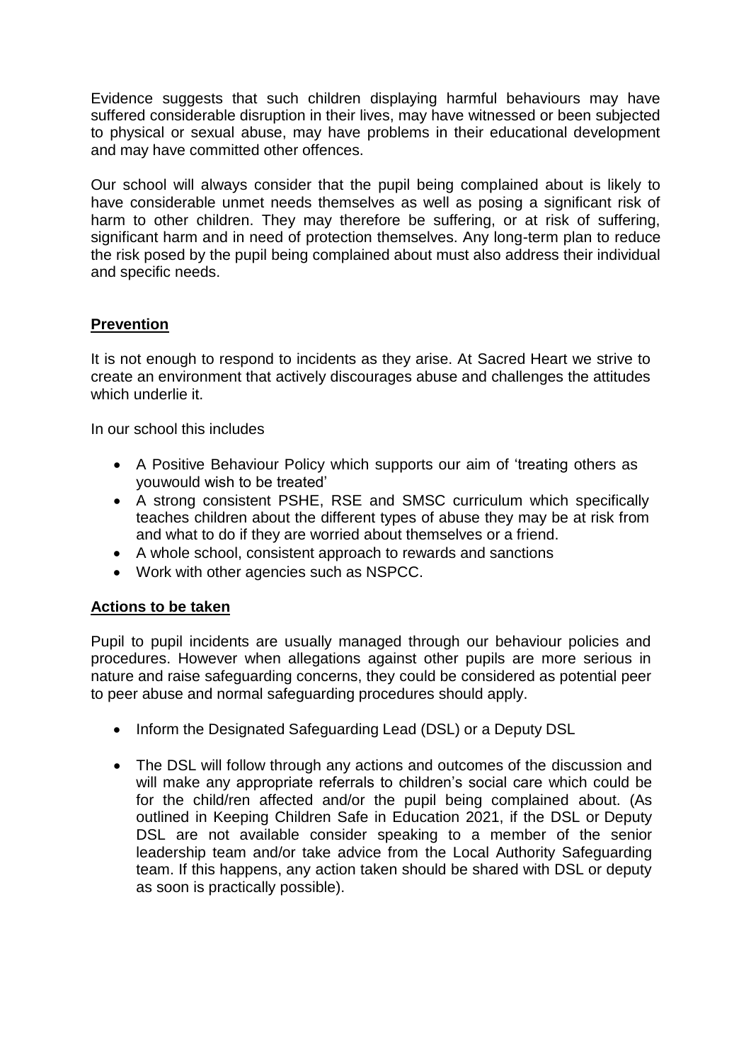Evidence suggests that such children displaying harmful behaviours may have suffered considerable disruption in their lives, may have witnessed or been subjected to physical or sexual abuse, may have problems in their educational development and may have committed other offences.

Our school will always consider that the pupil being complained about is likely to have considerable unmet needs themselves as well as posing a significant risk of harm to other children. They may therefore be suffering, or at risk of suffering, significant harm and in need of protection themselves. Any long-term plan to reduce the risk posed by the pupil being complained about must also address their individual and specific needs.

## **Prevention**

It is not enough to respond to incidents as they arise. At Sacred Heart we strive to create an environment that actively discourages abuse and challenges the attitudes which underlie it.

In our school this includes

- A Positive Behaviour Policy which supports our aim of 'treating others as youwould wish to be treated'
- A strong consistent PSHE, RSE and SMSC curriculum which specifically teaches children about the different types of abuse they may be at risk from and what to do if they are worried about themselves or a friend.
- A whole school, consistent approach to rewards and sanctions
- Work with other agencies such as NSPCC.

## **Actions to be taken**

Pupil to pupil incidents are usually managed through our behaviour policies and procedures. However when allegations against other pupils are more serious in nature and raise safeguarding concerns, they could be considered as potential peer to peer abuse and normal safeguarding procedures should apply.

- Inform the Designated Safeguarding Lead (DSL) or a Deputy DSL
- The DSL will follow through any actions and outcomes of the discussion and will make any appropriate referrals to children's social care which could be for the child/ren affected and/or the pupil being complained about. (As outlined in Keeping Children Safe in Education 2021, if the DSL or Deputy DSL are not available consider speaking to a member of the senior leadership team and/or take advice from the Local Authority Safeguarding team. If this happens, any action taken should be shared with DSL or deputy as soon is practically possible).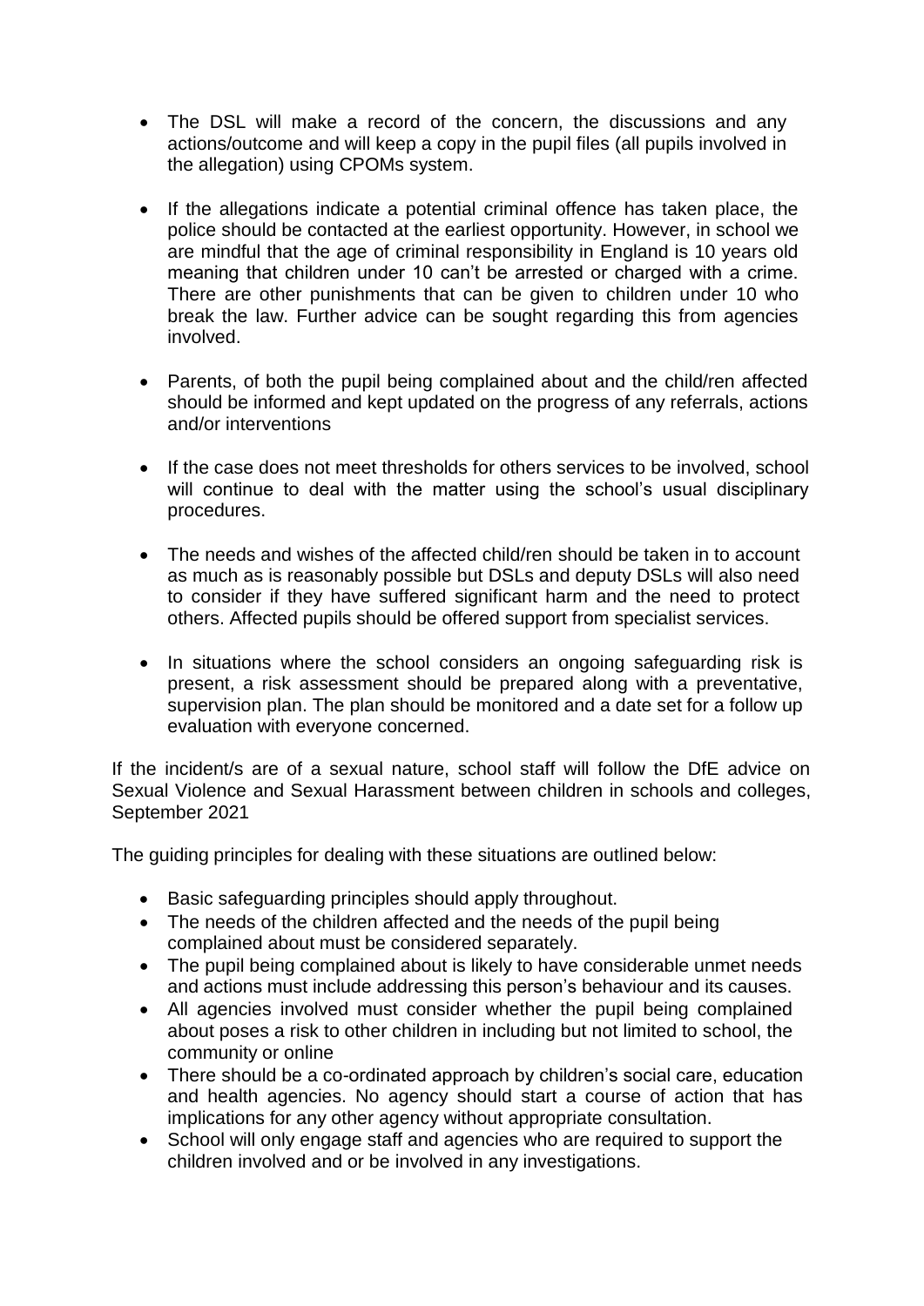- The DSL will make a record of the concern, the discussions and any actions/outcome and will keep a copy in the pupil files (all pupils involved in the allegation) using CPOMs system.

- If the allegations indicate a potential criminal offence has taken place, the police should be contacted at the earliest opportunity. However, in school we are mindful that the age of criminal responsibility in England is 10 years old meaning that children under 10 can't be arrested or charged with a crime. There are other punishments that can be given to children under 10 who break the law. Further advice can be sought regarding this from agencies involved.

- Parents, of both the pupil being complained about and the child/ren affected should be informed and kept updated on the progress of any referrals, actions and/or interventions

- If the case does not meet thresholds for others services to be involved, school will continue to deal with the matter using the school's usual disciplinary procedures.

- The needs and wishes of the affected child/ren should be taken in to account as much as is reasonably possible but DSLs and deputy DSLs will also need to consider if they have suffered significant harm and the need to protect others. Affected pupils should be offered support from specialist services.

- In situations where the school considers an ongoing safeguarding risk is present, a risk assessment should be prepared along with a preventative, supervision plan. The plan should be monitored and a date set for a follow up evaluation with everyone concerned.

If the incident/s are of a sexual nature, school staff will follow the DfE advice on Sexual Violence and Sexual Harassment between children in schools and colleges, September 2021

The guiding principles for dealing with these situations are outlined below:

- Basic safeguarding principles should apply throughout.
- The needs of the children affected and the needs of the pupil being complained about must be considered separately.
- The pupil being complained about is likely to have considerable unmet needs and actions must include addressing this person's behaviour and its causes.
- All agencies involved must consider whether the pupil being complained about poses a risk to other children in including but not limited to school, the community or online
- There should be a co-ordinated approach by children's social care, education and health agencies. No agency should start a course of action that has implications for any other agency without appropriate consultation.
- School will only engage staff and agencies who are required to support the children involved and or be involved in any investigations.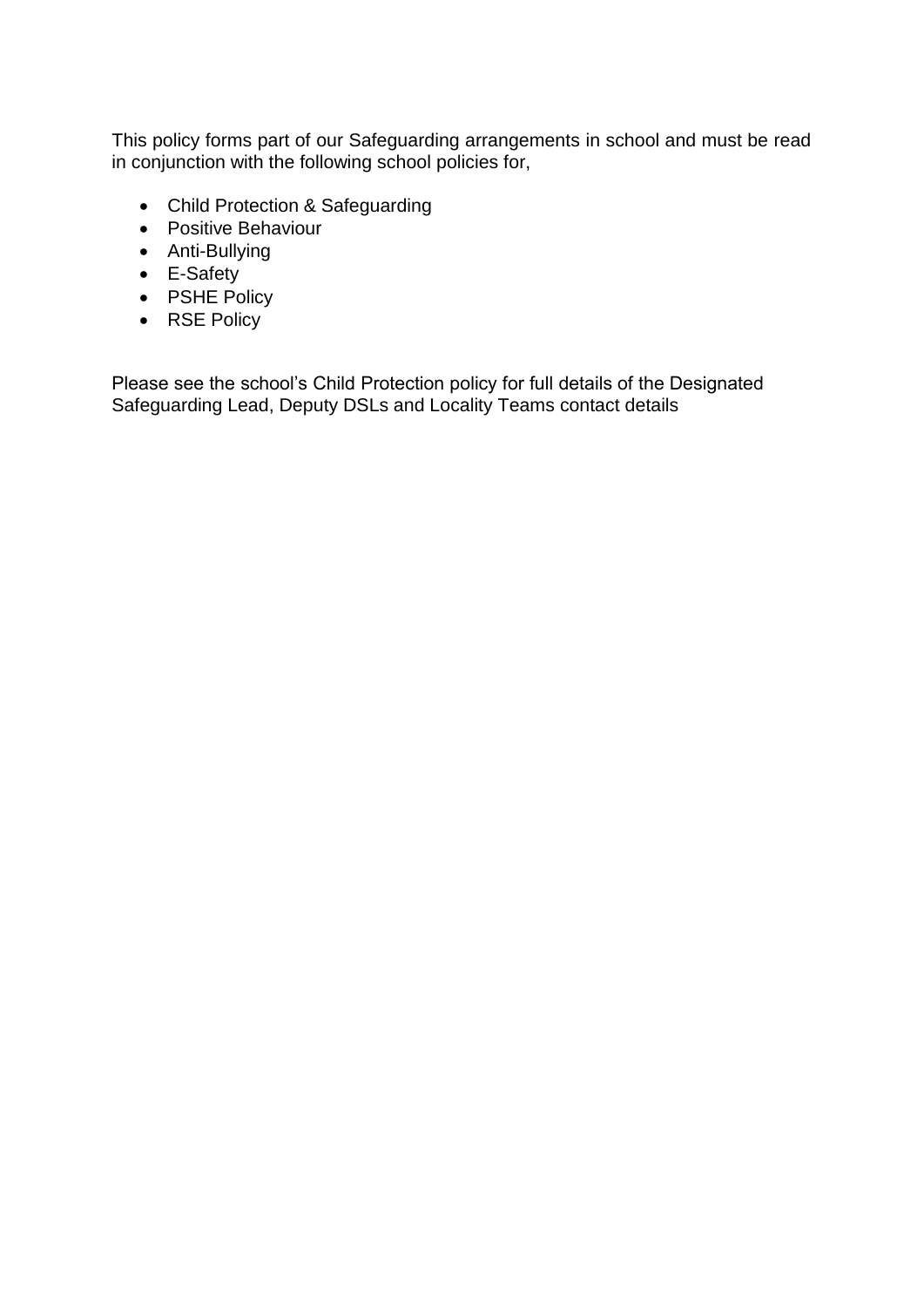This policy forms part of our Safeguarding arrangements in school and must be read in conjunction with the following school policies for,

- Child Protection & Safeguarding
- Positive Behaviour
- Anti-Bullying
- E-Safety
- PSHE Policy
- RSE Policy

Please see the school's Child Protection policy for full details of the Designated Safeguarding Lead, Deputy DSLs and Locality Teams contact details